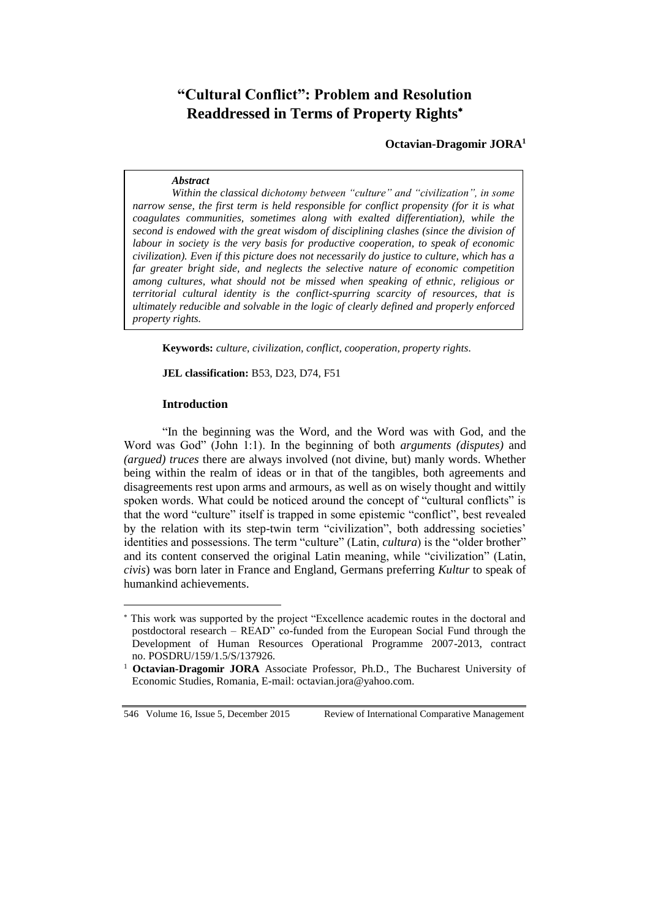# "Cultural Conflict": Problem and Resolution Readdressed in Terms of Property Rights*

**Octavian-Dragomir JORA**[1]

***Abstract***

*Within the classical dichotomy between "culture" and "civilization", in some narrow sense, the first term is held responsible for conflict propensity (for it is what coagulates communities, sometimes along with exalted differentiation), while the second is endowed with the great wisdom of disciplining clashes (since the division of labour in society is the very basis for productive cooperation, to speak of economic civilization). Even if this picture does not necessarily do justice to culture, which has a far greater bright side, and neglects the selective nature of economic competition among cultures, what should not be missed when speaking of ethnic, religious or territorial cultural identity is the conflict-spurring scarcity of resources, that is ultimately reducible and solvable in the logic of clearly defined and properly enforced property rights.*

**Keywords:** *culture, civilization, conflict, cooperation, property rights.*

**JEL classification:** B53, D23, D74, F51

## Introduction

"In the beginning was the Word, and the Word was with God, and the Word was God" (John 1:1). In the beginning of both *arguments (disputes)* and *(argued) truces* there are always involved (not divine, but) manly words. Whether being within the realm of ideas or in that of the tangibles, both agreements and disagreements rest upon arms and armours, as well as on wisely thought and wittily spoken words. What could be noticed around the concept of "cultural conflicts" is that the word "culture" itself is trapped in some epistemic "conflict", best revealed by the relation with its step-twin term "civilization", both addressing societies' identities and possessions. The term "culture" (Latin, *cultura*) is the "older brother" and its content conserved the original Latin meaning, while "civilization" (Latin, *civis*) was born later in France and England, Germans preferring *Kultur* to speak of humankind achievements.

---

* This work was supported by the project "Excellence academic routes in the doctoral and postdoctoral research – READ" co-funded from the European Social Fund through the Development of Human Resources Operational Programme 2007-2013, contract no. POSDRU/159/1.5/S/137926.

[1] **Octavian-Dragomir JORA** Associate Professor, Ph.D., The Bucharest University of Economic Studies, Romania, E-mail: octavian.jora@yahoo.com.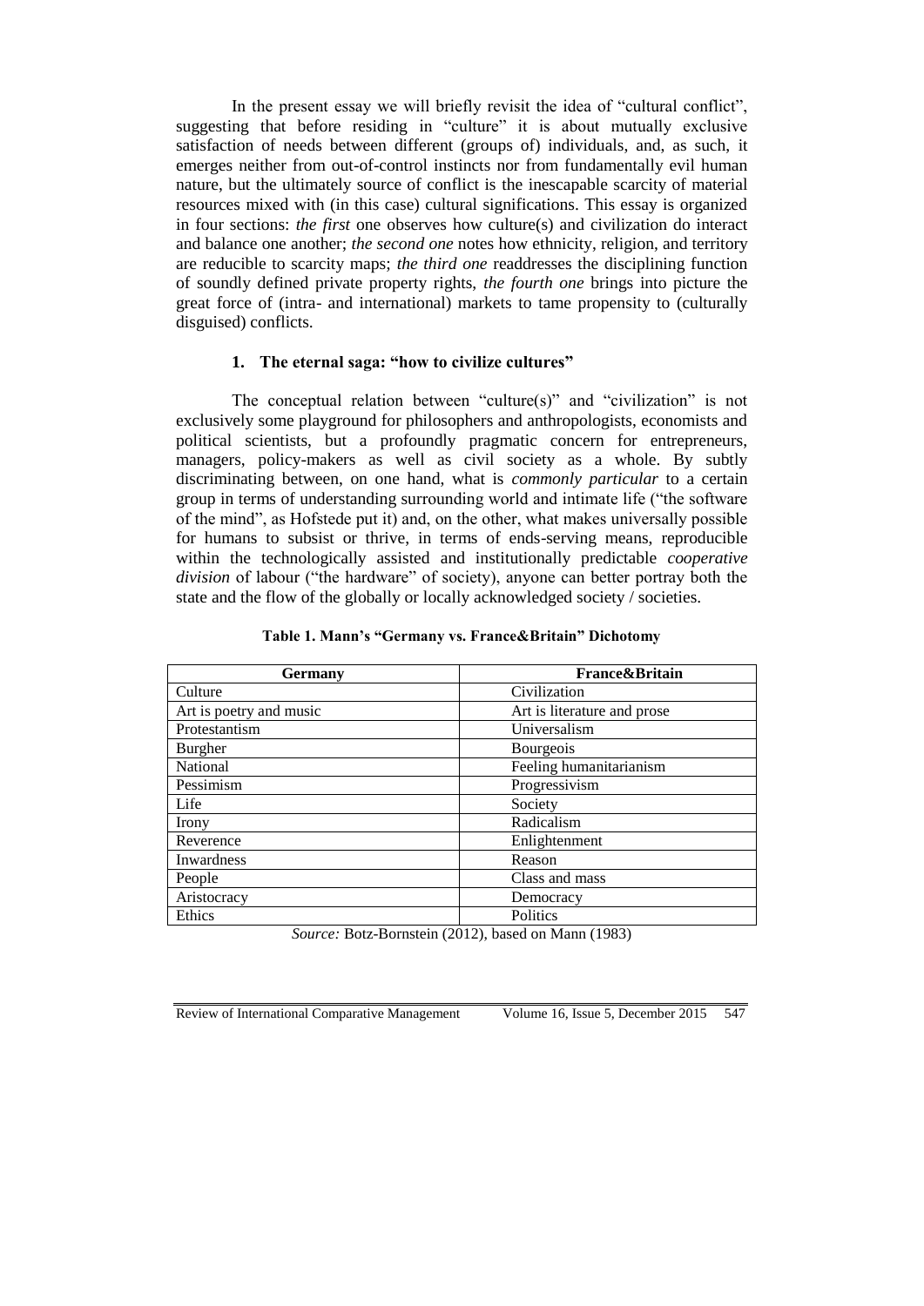In the present essay we will briefly revisit the idea of "cultural conflict", suggesting that before residing in "culture" it is about mutually exclusive satisfaction of needs between different (groups of) individuals, and, as such, it emerges neither from out-of-control instincts nor from fundamentally evil human nature, but the ultimately source of conflict is the inescapable scarcity of material resources mixed with (in this case) cultural significations. This essay is organized in four sections: *the first* one observes how culture(s) and civilization do interact and balance one another; *the second one* notes how ethnicity, religion, and territory are reducible to scarcity maps; *the third one* readdresses the disciplining function of soundly defined private property rights, *the fourth one* brings into picture the great force of (intra- and international) markets to tame propensity to (culturally disguised) conflicts.

## 1. The eternal saga: "how to civilize cultures"

The conceptual relation between "culture(s)" and "civilization" is not exclusively some playground for philosophers and anthropologists, economists and political scientists, but a profoundly pragmatic concern for entrepreneurs, managers, policy-makers as well as civil society as a whole. By subtly discriminating between, on one hand, what is *commonly particular* to a certain group in terms of understanding surrounding world and intimate life ("the software of the mind", as Hofstede put it) and, on the other, what makes universally possible for humans to subsist or thrive, in terms of ends-serving means, reproducible within the technologically assisted and institutionally predictable *cooperative division* of labour ("the hardware" of society), anyone can better portray both the state and the flow of the globally or locally acknowledged society / societies.

**Table 1. Mann's "Germany vs. France&Britain" Dichotomy**

| Germany | France&Britain |
|---|---|
| Culture | Civilization |
| Art is poetry and music | Art is literature and prose |
| Protestantism | Universalism |
| Burgher | Bourgeois |
| National | Feeling humanitarianism |
| Pessimism | Progressivism |
| Life | Society |
| Irony | Radicalism |
| Reverence | Enlightenment |
| Inwardness | Reason |
| People | Class and mass |
| Aristocracy | Democracy |
| Ethics | Politics |

*Source:* Botz-Bornstein (2012), based on Mann (1983)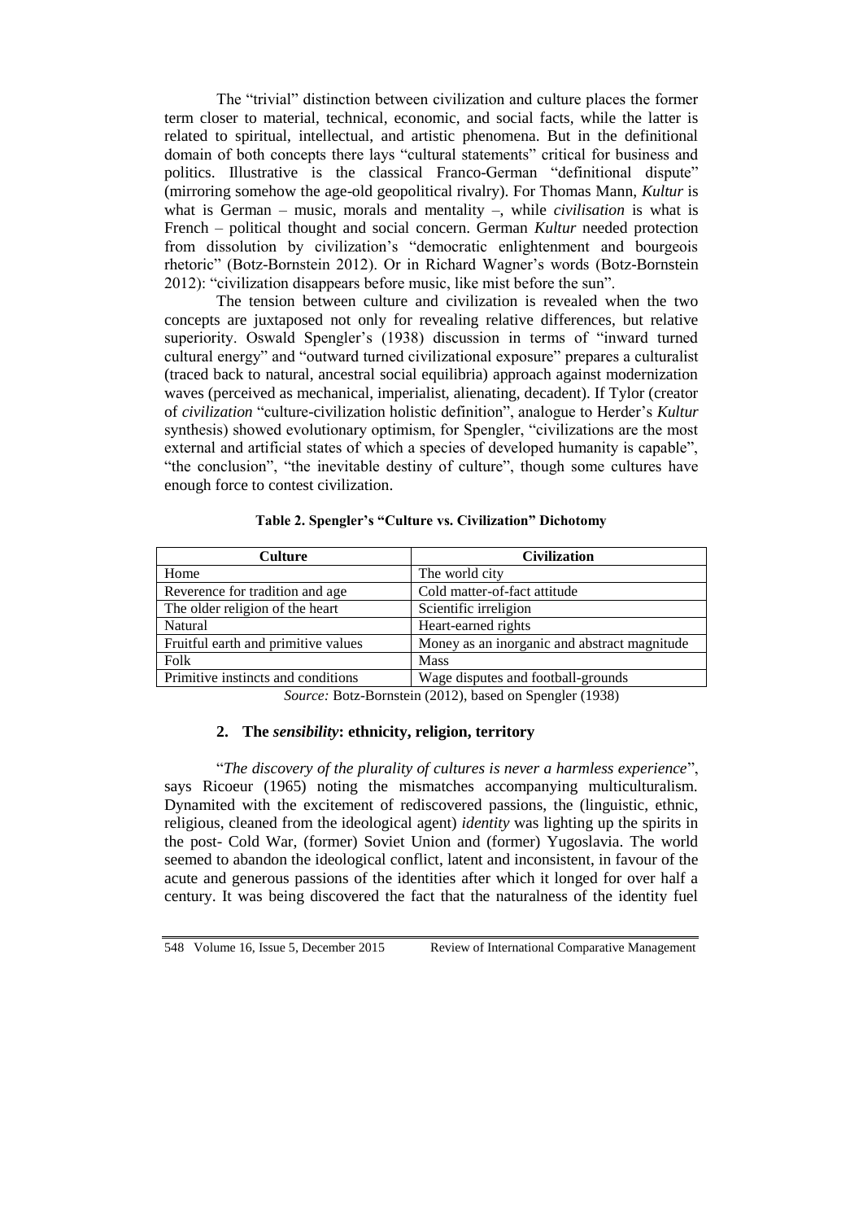The "trivial" distinction between civilization and culture places the former term closer to material, technical, economic, and social facts, while the latter is related to spiritual, intellectual, and artistic phenomena. But in the definitional domain of both concepts there lays "cultural statements" critical for business and politics. Illustrative is the classical Franco-German "definitional dispute" (mirroring somehow the age-old geopolitical rivalry). For Thomas Mann, *Kultur* is what is German – music, morals and mentality –, while *civilisation* is what is French – political thought and social concern. German *Kultur* needed protection from dissolution by civilization's "democratic enlightenment and bourgeois rhetoric" (Botz-Bornstein 2012). Or in Richard Wagner's words (Botz-Bornstein 2012): "civilization disappears before music, like mist before the sun".

The tension between culture and civilization is revealed when the two concepts are juxtaposed not only for revealing relative differences, but relative superiority. Oswald Spengler's (1938) discussion in terms of "inward turned cultural energy" and "outward turned civilizational exposure" prepares a culturalist (traced back to natural, ancestral social equilibria) approach against modernization waves (perceived as mechanical, imperialist, alienating, decadent). If Tylor (creator of *civilization* "culture-civilization holistic definition", analogue to Herder's *Kultur* synthesis) showed evolutionary optimism, for Spengler, "civilizations are the most external and artificial states of which a species of developed humanity is capable", "the conclusion", "the inevitable destiny of culture", though some cultures have enough force to contest civilization.

**Table 2. Spengler's "Culture vs. Civilization" Dichotomy**

| Culture | Civilization |
|---|---|
| Home | The world city |
| Reverence for tradition and age | Cold matter-of-fact attitude |
| The older religion of the heart | Scientific irreligion |
| Natural | Heart-earned rights |
| Fruitful earth and primitive values | Money as an inorganic and abstract magnitude |
| Folk | Mass |
| Primitive instincts and conditions | Wage disputes and football-grounds |

*Source:* Botz-Bornstein (2012), based on Spengler (1938)

## 2. The *sensibility*: ethnicity, religion, territory

"*The discovery of the plurality of cultures is never a harmless experience*", says Ricoeur (1965) noting the mismatches accompanying multiculturalism. Dynamited with the excitement of rediscovered passions, the (linguistic, ethnic, religious, cleaned from the ideological agent) *identity* was lighting up the spirits in the post- Cold War, (former) Soviet Union and (former) Yugoslavia. The world seemed to abandon the ideological conflict, latent and inconsistent, in favour of the acute and generous passions of the identities after which it longed for over half a century. It was being discovered the fact that the naturalness of the identity fuel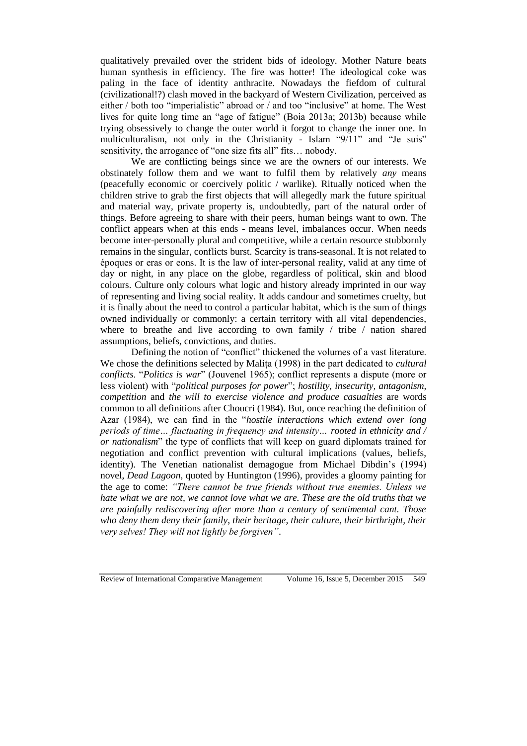qualitatively prevailed over the strident bids of ideology. Mother Nature beats human synthesis in efficiency. The fire was hotter! The ideological coke was paling in the face of identity anthracite. Nowadays the fiefdom of cultural (civilizational!?) clash moved in the backyard of Western Civilization, perceived as either / both too "imperialistic" abroad or / and too "inclusive" at home. The West lives for quite long time an "age of fatigue" (Boia 2013a; 2013b) because while trying obsessively to change the outer world it forgot to change the inner one. In multiculturalism, not only in the Christianity - Islam "9/11" and "Je suis" sensitivity, the arrogance of "one size fits all" fits… nobody.

We are conflicting beings since we are the owners of our interests. We obstinately follow them and we want to fulfil them by relatively *any* means (peacefully economic or coercively politic / warlike). Ritually noticed when the children strive to grab the first objects that will allegedly mark the future spiritual and material way, private property is, undoubtedly, part of the natural order of things. Before agreeing to share with their peers, human beings want to own. The conflict appears when at this ends - means level, imbalances occur. When needs become inter-personally plural and competitive, while a certain resource stubbornly remains in the singular, conflicts burst. Scarcity is trans-seasonal. It is not related to époques or eras or eons. It is the law of inter-personal reality, valid at any time of day or night, in any place on the globe, regardless of political, skin and blood colours. Culture only colours what logic and history already imprinted in our way of representing and living social reality. It adds candour and sometimes cruelty, but it is finally about the need to control a particular habitat, which is the sum of things owned individually or commonly: a certain territory with all vital dependencies, where to breathe and live according to own family / tribe / nation shared assumptions, beliefs, convictions, and duties.

Defining the notion of "conflict" thickened the volumes of a vast literature. We chose the definitions selected by Malița (1998) in the part dedicated to *cultural conflicts*. "*Politics is war*" (Jouvenel 1965); conflict represents a dispute (more or less violent) with "*political purposes for power*"; *hostility, insecurity, antagonism, competition* and *the will to exercise violence and produce casualties* are words common to all definitions after Choucri (1984). But, once reaching the definition of Azar (1984), we can find in the "*hostile interactions which extend over long periods of time… fluctuating in frequency and intensity… rooted in ethnicity and / or nationalism*" the type of conflicts that will keep on guard diplomats trained for negotiation and conflict prevention with cultural implications (values, beliefs, identity). The Venetian nationalist demagogue from Michael Dibdin's (1994) novel, *Dead Lagoon*, quoted by Huntington (1996), provides a gloomy painting for the age to come: *"There cannot be true friends without true enemies. Unless we hate what we are not, we cannot love what we are. These are the old truths that we are painfully rediscovering after more than a century of sentimental cant. Those who deny them deny their family, their heritage, their culture, their birthright, their very selves! They will not lightly be forgiven"*.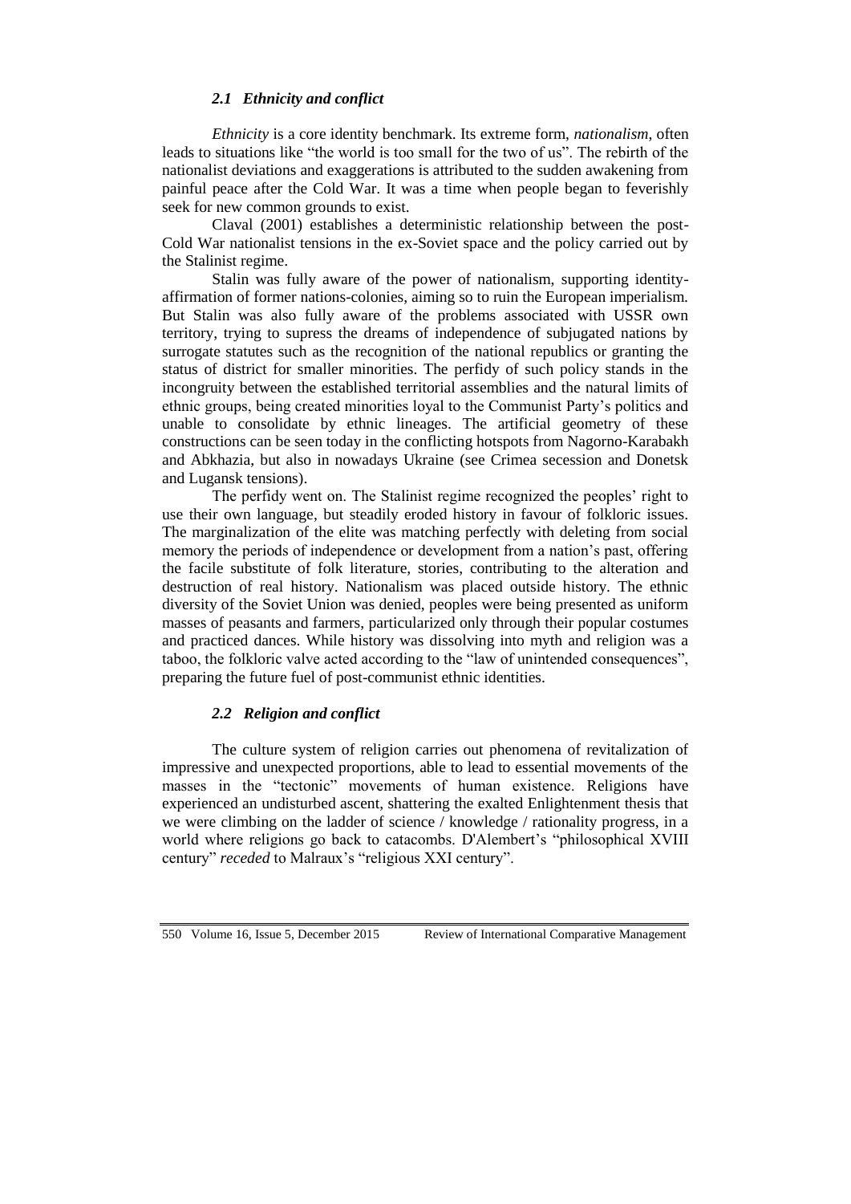### *2.1 Ethnicity and conflict*

*Ethnicity* is a core identity benchmark. Its extreme form, *nationalism*, often leads to situations like "the world is too small for the two of us". The rebirth of the nationalist deviations and exaggerations is attributed to the sudden awakening from painful peace after the Cold War. It was a time when people began to feverishly seek for new common grounds to exist.

Claval (2001) establishes a deterministic relationship between the post-Cold War nationalist tensions in the ex-Soviet space and the policy carried out by the Stalinist regime.

Stalin was fully aware of the power of nationalism, supporting identity-affirmation of former nations-colonies, aiming so to ruin the European imperialism. But Stalin was also fully aware of the problems associated with USSR own territory, trying to supress the dreams of independence of subjugated nations by surrogate statutes such as the recognition of the national republics or granting the status of district for smaller minorities. The perfidy of such policy stands in the incongruity between the established territorial assemblies and the natural limits of ethnic groups, being created minorities loyal to the Communist Party's politics and unable to consolidate by ethnic lineages. The artificial geometry of these constructions can be seen today in the conflicting hotspots from Nagorno-Karabakh and Abkhazia, but also in nowadays Ukraine (see Crimea secession and Donetsk and Lugansk tensions).

The perfidy went on. The Stalinist regime recognized the peoples' right to use their own language, but steadily eroded history in favour of folkloric issues. The marginalization of the elite was matching perfectly with deleting from social memory the periods of independence or development from a nation's past, offering the facile substitute of folk literature, stories, contributing to the alteration and destruction of real history. Nationalism was placed outside history. The ethnic diversity of the Soviet Union was denied, peoples were being presented as uniform masses of peasants and farmers, particularized only through their popular costumes and practiced dances. While history was dissolving into myth and religion was a taboo, the folkloric valve acted according to the "law of unintended consequences", preparing the future fuel of post-communist ethnic identities.

### *2.2 Religion and conflict*

The culture system of religion carries out phenomena of revitalization of impressive and unexpected proportions, able to lead to essential movements of the masses in the "tectonic" movements of human existence. Religions have experienced an undisturbed ascent, shattering the exalted Enlightenment thesis that we were climbing on the ladder of science / knowledge / rationality progress, in a world where religions go back to catacombs. D'Alembert's "philosophical XVIII century" *receded* to Malraux's "religious XXI century".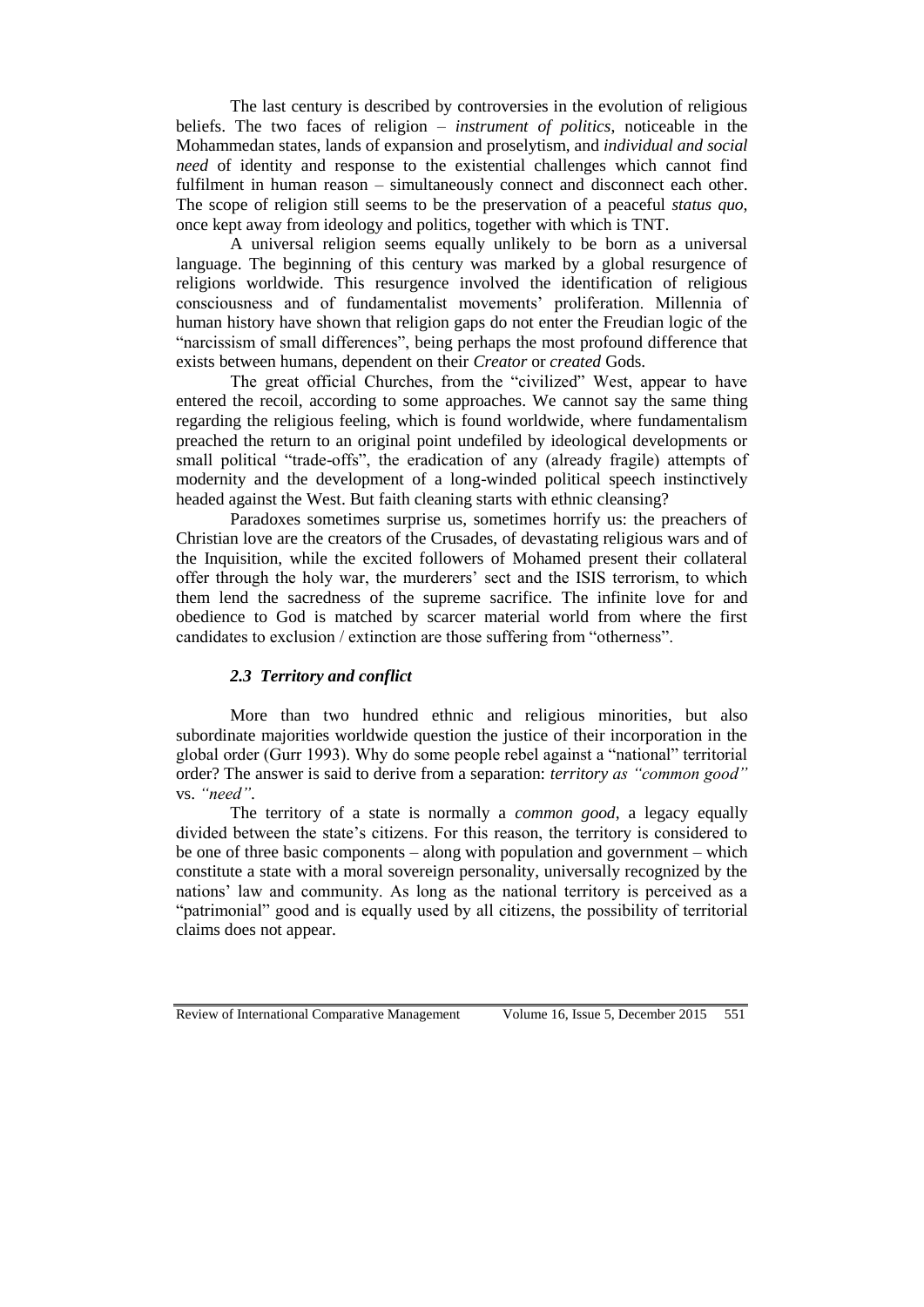The last century is described by controversies in the evolution of religious beliefs. The two faces of religion – *instrument of politics*, noticeable in the Mohammedan states, lands of expansion and proselytism, and *individual and social need* of identity and response to the existential challenges which cannot find fulfilment in human reason – simultaneously connect and disconnect each other. The scope of religion still seems to be the preservation of a peaceful *status quo*, once kept away from ideology and politics, together with which is TNT.

A universal religion seems equally unlikely to be born as a universal language. The beginning of this century was marked by a global resurgence of religions worldwide. This resurgence involved the identification of religious consciousness and of fundamentalist movements' proliferation. Millennia of human history have shown that religion gaps do not enter the Freudian logic of the "narcissism of small differences", being perhaps the most profound difference that exists between humans, dependent on their *Creator* or *created* Gods.

The great official Churches, from the "civilized" West, appear to have entered the recoil, according to some approaches. We cannot say the same thing regarding the religious feeling, which is found worldwide, where fundamentalism preached the return to an original point undefiled by ideological developments or small political "trade-offs", the eradication of any (already fragile) attempts of modernity and the development of a long-winded political speech instinctively headed against the West. But faith cleaning starts with ethnic cleansing?

Paradoxes sometimes surprise us, sometimes horrify us: the preachers of Christian love are the creators of the Crusades, of devastating religious wars and of the Inquisition, while the excited followers of Mohamed present their collateral offer through the holy war, the murderers' sect and the ISIS terrorism, to which them lend the sacredness of the supreme sacrifice. The infinite love for and obedience to God is matched by scarcer material world from where the first candidates to exclusion / extinction are those suffering from "otherness".

### *2.3 Territory and conflict*

More than two hundred ethnic and religious minorities, but also subordinate majorities worldwide question the justice of their incorporation in the global order (Gurr 1993). Why do some people rebel against a "national" territorial order? The answer is said to derive from a separation: *territory as "common good"* vs. *"need"*.

The territory of a state is normally a *common good*, a legacy equally divided between the state's citizens. For this reason, the territory is considered to be one of three basic components – along with population and government – which constitute a state with a moral sovereign personality, universally recognized by the nations' law and community. As long as the national territory is perceived as a "patrimonial" good and is equally used by all citizens, the possibility of territorial claims does not appear.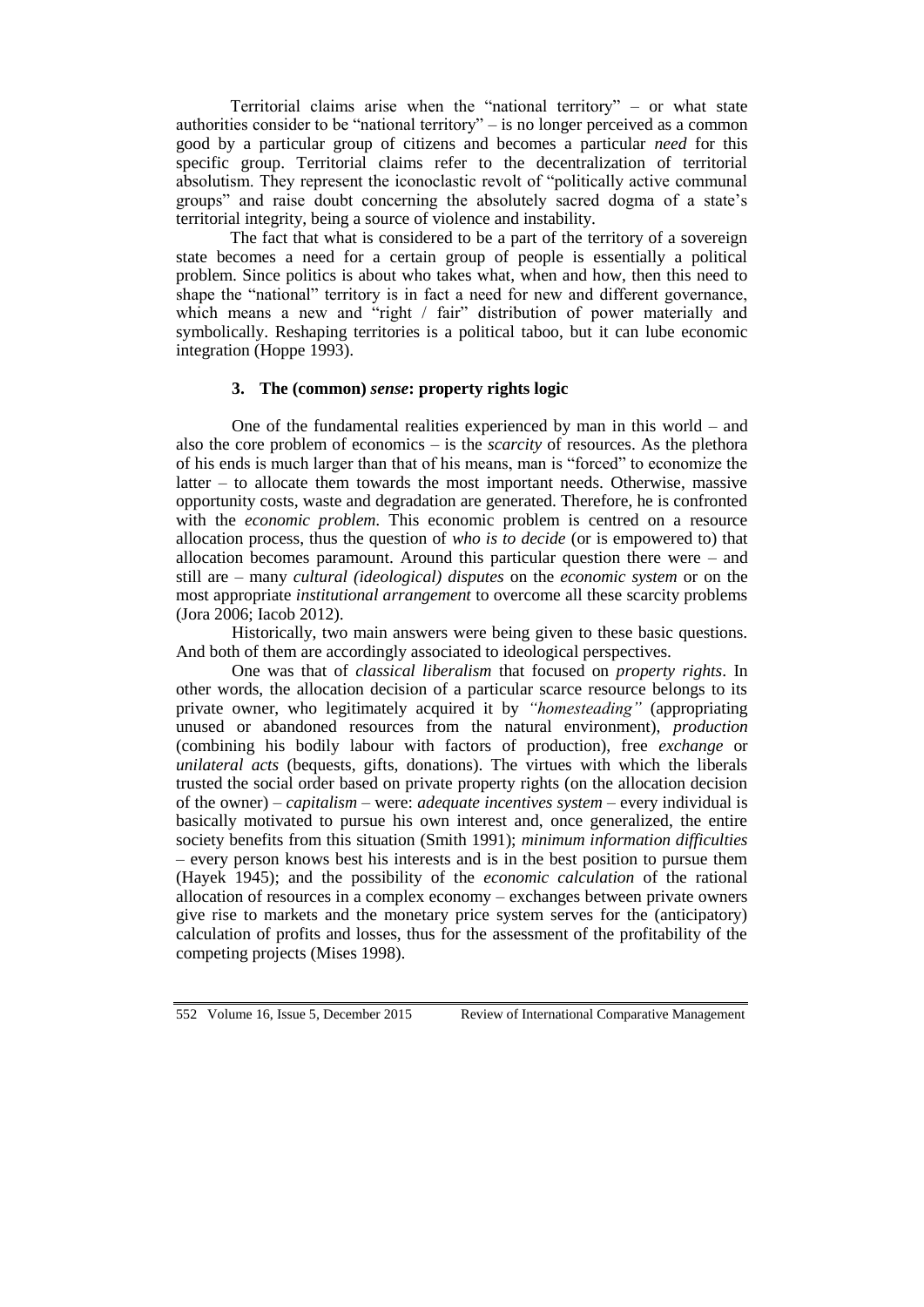Territorial claims arise when the "national territory" – or what state authorities consider to be "national territory" – is no longer perceived as a common good by a particular group of citizens and becomes a particular *need* for this specific group. Territorial claims refer to the decentralization of territorial absolutism. They represent the iconoclastic revolt of "politically active communal groups" and raise doubt concerning the absolutely sacred dogma of a state's territorial integrity, being a source of violence and instability.

The fact that what is considered to be a part of the territory of a sovereign state becomes a need for a certain group of people is essentially a political problem. Since politics is about who takes what, when and how, then this need to shape the "national" territory is in fact a need for new and different governance, which means a new and "right / fair" distribution of power materially and symbolically. Reshaping territories is a political taboo, but it can lube economic integration (Hoppe 1993).

## 3. The (common) *sense*: property rights logic

One of the fundamental realities experienced by man in this world – and also the core problem of economics – is the *scarcity* of resources. As the plethora of his ends is much larger than that of his means, man is "forced" to economize the latter – to allocate them towards the most important needs. Otherwise, massive opportunity costs, waste and degradation are generated. Therefore, he is confronted with the *economic problem*. This economic problem is centred on a resource allocation process, thus the question of *who is to decide* (or is empowered to) that allocation becomes paramount. Around this particular question there were – and still are – many *cultural (ideological) disputes* on the *economic system* or on the most appropriate *institutional arrangement* to overcome all these scarcity problems (Jora 2006; Iacob 2012).

Historically, two main answers were being given to these basic questions. And both of them are accordingly associated to ideological perspectives.

One was that of *classical liberalism* that focused on *property rights*. In other words, the allocation decision of a particular scarce resource belongs to its private owner, who legitimately acquired it by *"homesteading"* (appropriating unused or abandoned resources from the natural environment), *production* (combining his bodily labour with factors of production), free *exchange* or *unilateral acts* (bequests, gifts, donations). The virtues with which the liberals trusted the social order based on private property rights (on the allocation decision of the owner) – *capitalism* – were: *adequate incentives system* – every individual is basically motivated to pursue his own interest and, once generalized, the entire society benefits from this situation (Smith 1991); *minimum information difficulties* – every person knows best his interests and is in the best position to pursue them (Hayek 1945); and the possibility of the *economic calculation* of the rational allocation of resources in a complex economy – exchanges between private owners give rise to markets and the monetary price system serves for the (anticipatory) calculation of profits and losses, thus for the assessment of the profitability of the competing projects (Mises 1998).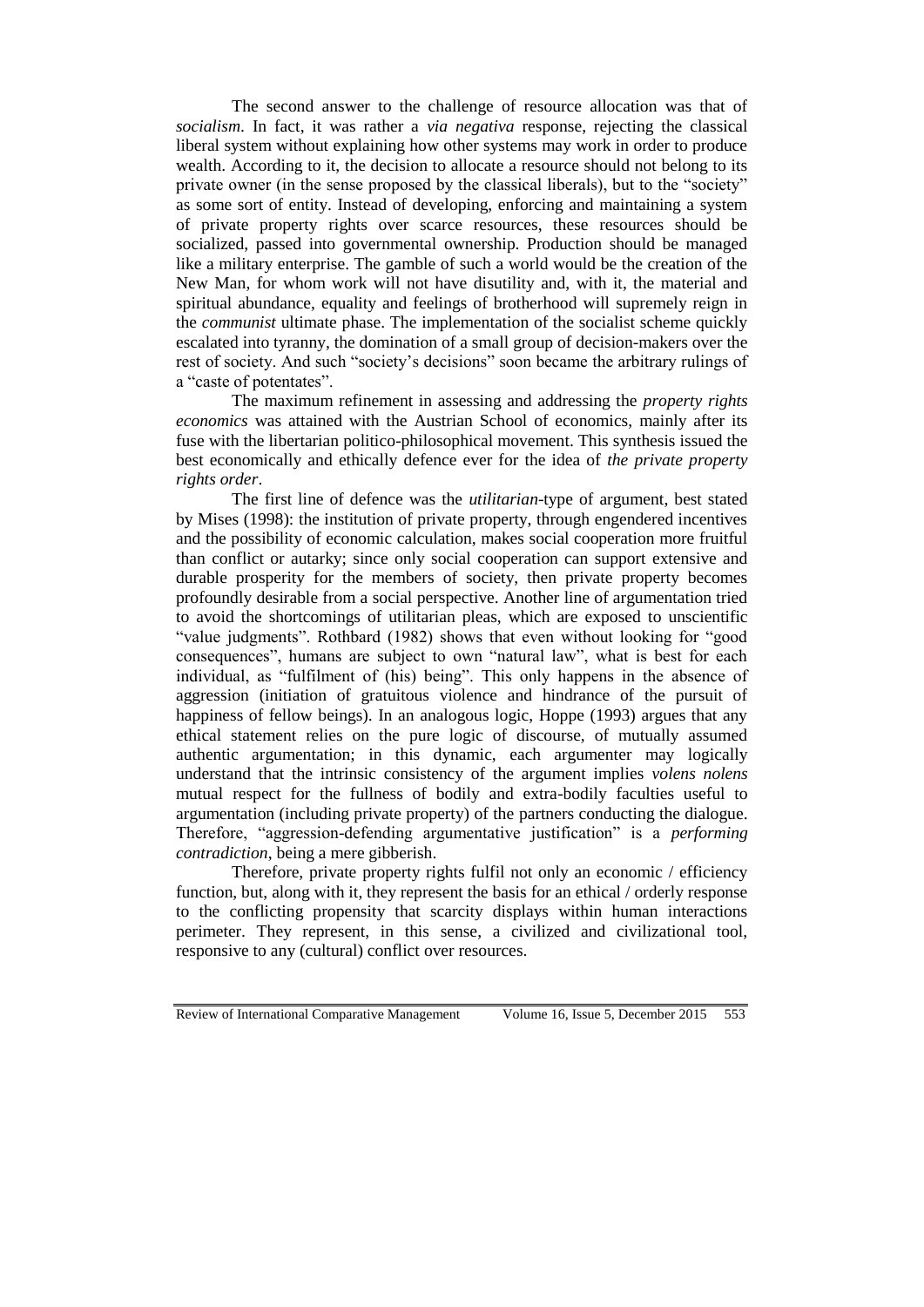The second answer to the challenge of resource allocation was that of *socialism*. In fact, it was rather a *via negativa* response, rejecting the classical liberal system without explaining how other systems may work in order to produce wealth. According to it, the decision to allocate a resource should not belong to its private owner (in the sense proposed by the classical liberals), but to the "society" as some sort of entity. Instead of developing, enforcing and maintaining a system of private property rights over scarce resources, these resources should be socialized, passed into governmental ownership. Production should be managed like a military enterprise. The gamble of such a world would be the creation of the New Man, for whom work will not have disutility and, with it, the material and spiritual abundance, equality and feelings of brotherhood will supremely reign in the *communist* ultimate phase. The implementation of the socialist scheme quickly escalated into tyranny, the domination of a small group of decision-makers over the rest of society. And such "society's decisions" soon became the arbitrary rulings of a "caste of potentates".

The maximum refinement in assessing and addressing the *property rights economics* was attained with the Austrian School of economics, mainly after its fuse with the libertarian politico-philosophical movement. This synthesis issued the best economically and ethically defence ever for the idea of *the private property rights order*.

The first line of defence was the *utilitarian*-type of argument, best stated by Mises (1998): the institution of private property, through engendered incentives and the possibility of economic calculation, makes social cooperation more fruitful than conflict or autarky; since only social cooperation can support extensive and durable prosperity for the members of society, then private property becomes profoundly desirable from a social perspective. Another line of argumentation tried to avoid the shortcomings of utilitarian pleas, which are exposed to unscientific "value judgments". Rothbard (1982) shows that even without looking for "good consequences", humans are subject to own "natural law", what is best for each individual, as "fulfilment of (his) being". This only happens in the absence of aggression (initiation of gratuitous violence and hindrance of the pursuit of happiness of fellow beings). In an analogous logic, Hoppe (1993) argues that any ethical statement relies on the pure logic of discourse, of mutually assumed authentic argumentation; in this dynamic, each argumenter may logically understand that the intrinsic consistency of the argument implies *volens nolens* mutual respect for the fullness of bodily and extra-bodily faculties useful to argumentation (including private property) of the partners conducting the dialogue. Therefore, "aggression-defending argumentative justification" is a *performing contradiction*, being a mere gibberish.

Therefore, private property rights fulfil not only an economic / efficiency function, but, along with it, they represent the basis for an ethical / orderly response to the conflicting propensity that scarcity displays within human interactions perimeter. They represent, in this sense, a civilized and civilizational tool, responsive to any (cultural) conflict over resources.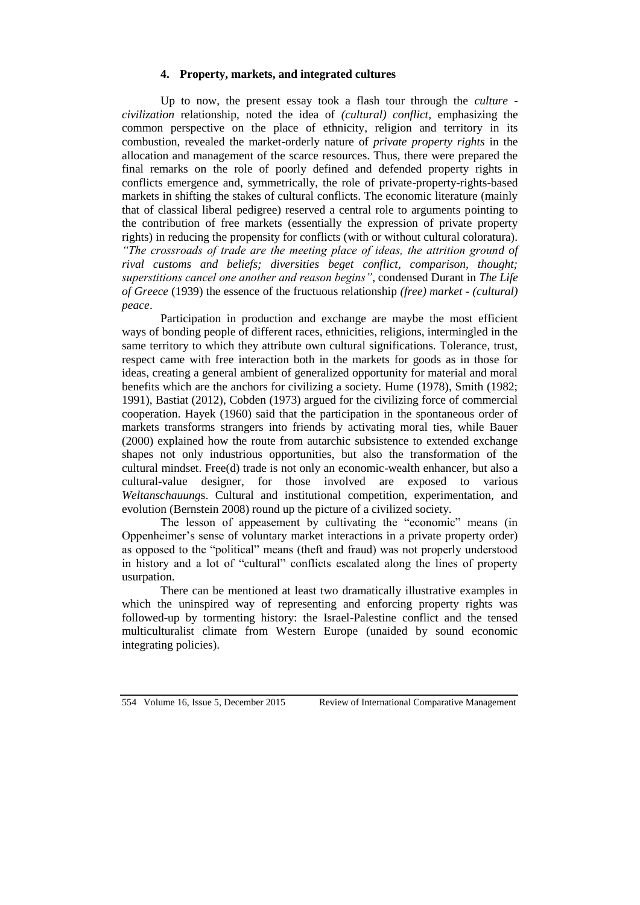## 4. Property, markets, and integrated cultures

Up to now, the present essay took a flash tour through the *culture - civilization* relationship, noted the idea of *(cultural) conflict*, emphasizing the common perspective on the place of ethnicity, religion and territory in its combustion, revealed the market-orderly nature of *private property rights* in the allocation and management of the scarce resources. Thus, there were prepared the final remarks on the role of poorly defined and defended property rights in conflicts emergence and, symmetrically, the role of private-property-rights-based markets in shifting the stakes of cultural conflicts. The economic literature (mainly that of classical liberal pedigree) reserved a central role to arguments pointing to the contribution of free markets (essentially the expression of private property rights) in reducing the propensity for conflicts (with or without cultural coloratura). *"The crossroads of trade are the meeting place of ideas, the attrition ground of rival customs and beliefs; diversities beget conflict, comparison, thought; superstitions cancel one another and reason begins"*, condensed Durant in *The Life of Greece* (1939) the essence of the fructuous relationship *(free) market - (cultural) peace*.

Participation in production and exchange are maybe the most efficient ways of bonding people of different races, ethnicities, religions, intermingled in the same territory to which they attribute own cultural significations. Tolerance, trust, respect came with free interaction both in the markets for goods as in those for ideas, creating a general ambient of generalized opportunity for material and moral benefits which are the anchors for civilizing a society. Hume (1978), Smith (1982; 1991), Bastiat (2012), Cobden (1973) argued for the civilizing force of commercial cooperation. Hayek (1960) said that the participation in the spontaneous order of markets transforms strangers into friends by activating moral ties, while Bauer (2000) explained how the route from autarchic subsistence to extended exchange shapes not only industrious opportunities, but also the transformation of the cultural mindset. Free(d) trade is not only an economic-wealth enhancer, but also a cultural-value designer, for those involved are exposed to various *Weltanschauung*s. Cultural and institutional competition, experimentation, and evolution (Bernstein 2008) round up the picture of a civilized society.

The lesson of appeasement by cultivating the "economic" means (in Oppenheimer's sense of voluntary market interactions in a private property order) as opposed to the "political" means (theft and fraud) was not properly understood in history and a lot of "cultural" conflicts escalated along the lines of property usurpation.

There can be mentioned at least two dramatically illustrative examples in which the uninspired way of representing and enforcing property rights was followed-up by tormenting history: the Israel-Palestine conflict and the tensed multiculturalist climate from Western Europe (unaided by sound economic integrating policies).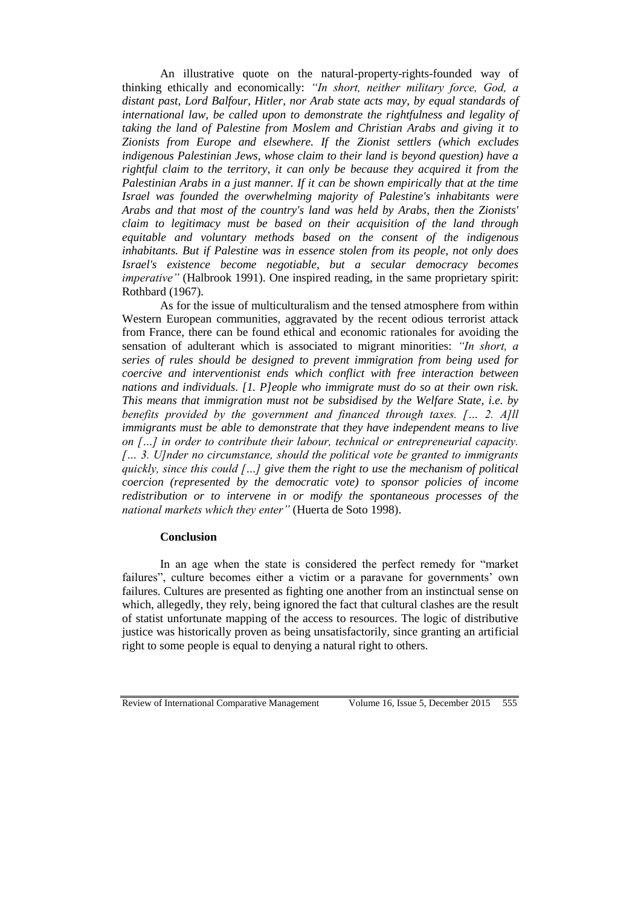An illustrative quote on the natural-property-rights-founded way of thinking ethically and economically: *"In short, neither military force, God, a distant past, Lord Balfour, Hitler, nor Arab state acts may, by equal standards of international law, be called upon to demonstrate the rightfulness and legality of taking the land of Palestine from Moslem and Christian Arabs and giving it to Zionists from Europe and elsewhere. If the Zionist settlers (which excludes indigenous Palestinian Jews, whose claim to their land is beyond question) have a rightful claim to the territory, it can only be because they acquired it from the Palestinian Arabs in a just manner. If it can be shown empirically that at the time Israel was founded the overwhelming majority of Palestine's inhabitants were Arabs and that most of the country's land was held by Arabs, then the Zionists' claim to legitimacy must be based on their acquisition of the land through equitable and voluntary methods based on the consent of the indigenous inhabitants. But if Palestine was in essence stolen from its people, not only does Israel's existence become negotiable, but a secular democracy becomes imperative"* (Halbrook 1991). One inspired reading, in the same proprietary spirit: Rothbard (1967).

As for the issue of multiculturalism and the tensed atmosphere from within Western European communities, aggravated by the recent odious terrorist attack from France, there can be found ethical and economic rationales for avoiding the sensation of adulterant which is associated to migrant minorities: *"In short, a series of rules should be designed to prevent immigration from being used for coercive and interventionist ends which conflict with free interaction between nations and individuals. [1. P]eople who immigrate must do so at their own risk. This means that immigration must not be subsidised by the Welfare State, i.e. by benefits provided by the government and financed through taxes. [… 2. A]ll immigrants must be able to demonstrate that they have independent means to live on […] in order to contribute their labour, technical or entrepreneurial capacity. [… 3. U]nder no circumstance, should the political vote be granted to immigrants quickly, since this could […] give them the right to use the mechanism of political coercion (represented by the democratic vote) to sponsor policies of income redistribution or to intervene in or modify the spontaneous processes of the national markets which they enter"* (Huerta de Soto 1998).

## Conclusion

In an age when the state is considered the perfect remedy for "market failures", culture becomes either a victim or a paravane for governments' own failures. Cultures are presented as fighting one another from an instinctual sense on which, allegedly, they rely, being ignored the fact that cultural clashes are the result of statist unfortunate mapping of the access to resources. The logic of distributive justice was historically proven as being unsatisfactorily, since granting an artificial right to some people is equal to denying a natural right to others.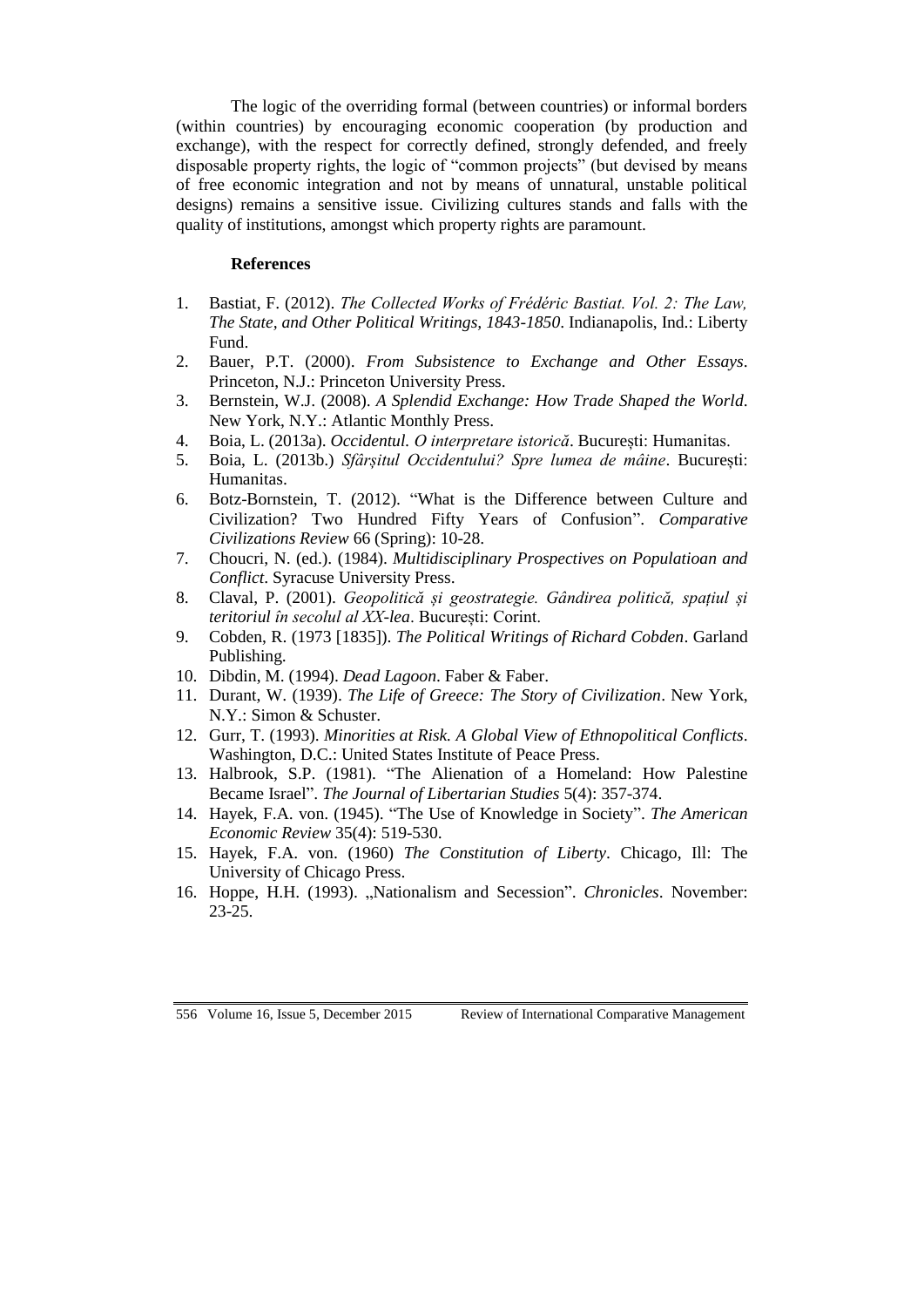The logic of the overriding formal (between countries) or informal borders (within countries) by encouraging economic cooperation (by production and exchange), with the respect for correctly defined, strongly defended, and freely disposable property rights, the logic of "common projects" (but devised by means of free economic integration and not by means of unnatural, unstable political designs) remains a sensitive issue. Civilizing cultures stands and falls with the quality of institutions, amongst which property rights are paramount.

## References

1. Bastiat, F. (2012). *The Collected Works of Frédéric Bastiat. Vol. 2: The Law, The State, and Other Political Writings, 1843-1850*. Indianapolis, Ind.: Liberty Fund.
2. Bauer, P.T. (2000). *From Subsistence to Exchange and Other Essays*. Princeton, N.J.: Princeton University Press.
3. Bernstein, W.J. (2008). *A Splendid Exchange: How Trade Shaped the World*. New York, N.Y.: Atlantic Monthly Press.
4. Boia, L. (2013a). *Occidentul. O interpretare istorică*. București: Humanitas.
5. Boia, L. (2013b.) *Sfârșitul Occidentului? Spre lumea de mâine*. București: Humanitas.
6. Botz-Bornstein, T. (2012). "What is the Difference between Culture and Civilization? Two Hundred Fifty Years of Confusion". *Comparative Civilizations Review* 66 (Spring): 10-28.
7. Choucri, N. (ed.). (1984). *Multidisciplinary Prospectives on Populatioan and Conflict*. Syracuse University Press.
8. Claval, P. (2001). *Geopolitică și geostrategie. Gândirea politică, spațiul și teritoriul în secolul al XX-lea*. București: Corint.
9. Cobden, R. (1973 [1835]). *The Political Writings of Richard Cobden*. Garland Publishing.
10. Dibdin, M. (1994). *Dead Lagoon*. Faber & Faber.
11. Durant, W. (1939). *The Life of Greece: The Story of Civilization*. New York, N.Y.: Simon & Schuster.
12. Gurr, T. (1993). *Minorities at Risk. A Global View of Ethnopolitical Conflicts*. Washington, D.C.: United States Institute of Peace Press.
13. Halbrook, S.P. (1981). "The Alienation of a Homeland: How Palestine Became Israel". *The Journal of Libertarian Studies* 5(4): 357-374.
14. Hayek, F.A. von. (1945). "The Use of Knowledge in Society". *The American Economic Review* 35(4): 519-530.
15. Hayek, F.A. von. (1960) *The Constitution of Liberty*. Chicago, Ill: The University of Chicago Press.
16. Hoppe, H.H. (1993). „Nationalism and Secession". *Chronicles*. November: 23-25.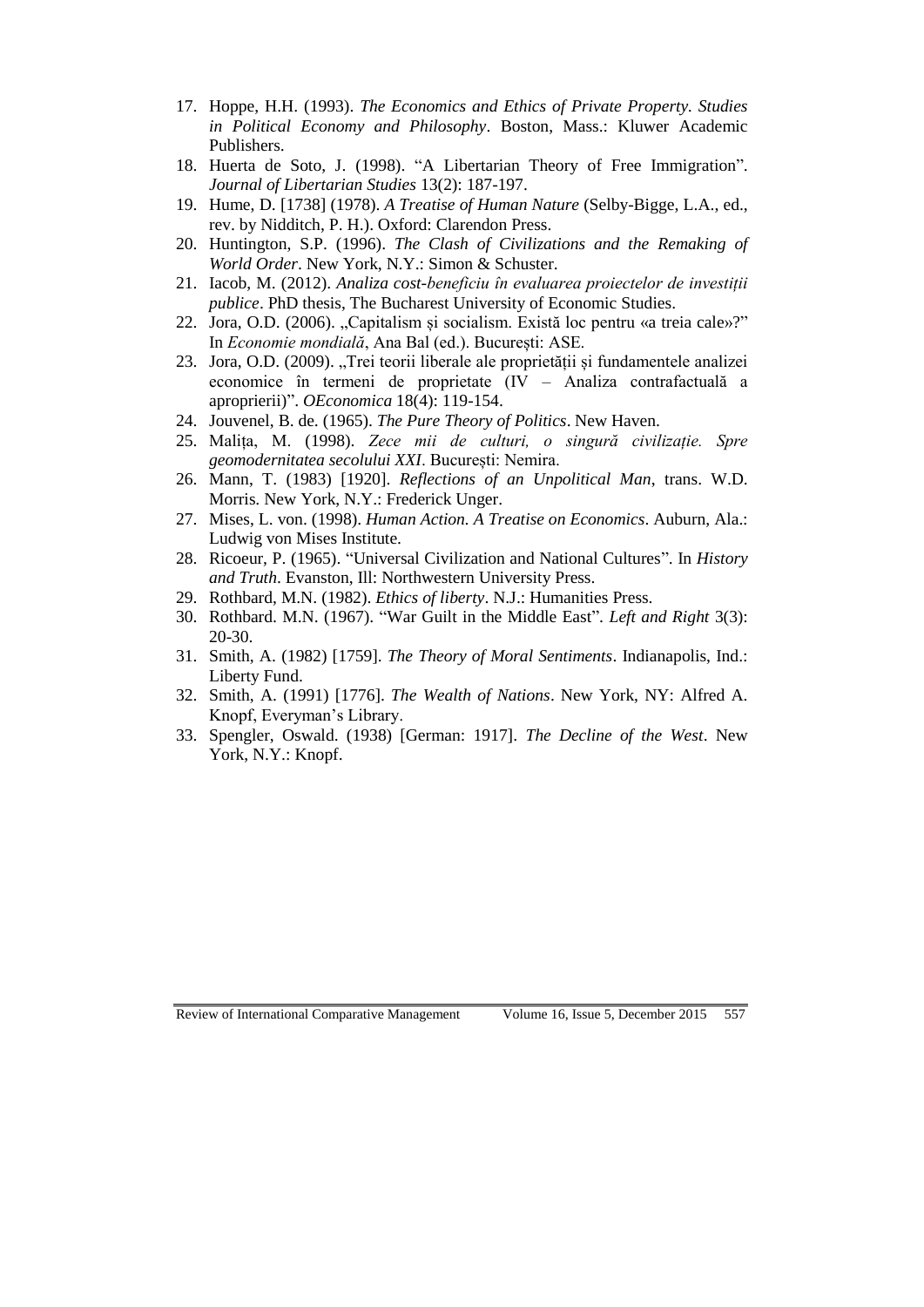17. Hoppe, H.H. (1993). *The Economics and Ethics of Private Property. Studies in Political Economy and Philosophy*. Boston, Mass.: Kluwer Academic Publishers.
18. Huerta de Soto, J. (1998). "A Libertarian Theory of Free Immigration". *Journal of Libertarian Studies* 13(2): 187-197.
19. Hume, D. [1738] (1978). *A Treatise of Human Nature* (Selby-Bigge, L.A., ed., rev. by Nidditch, P. H.). Oxford: Clarendon Press.
20. Huntington, S.P. (1996). *The Clash of Civilizations and the Remaking of World Order*. New York, N.Y.: Simon & Schuster.
21. Iacob, M. (2012). *Analiza cost-beneficiu în evaluarea proiectelor de investiții publice*. PhD thesis, The Bucharest University of Economic Studies.
22. Jora, O.D. (2006). „Capitalism și socialism. Există loc pentru «a treia cale»?" In *Economie mondială*, Ana Bal (ed.). București: ASE.
23. Jora, O.D. (2009). „Trei teorii liberale ale proprietății și fundamentele analizei economice în termeni de proprietate (IV – Analiza contrafactuală a aproprierii)". *OEconomica* 18(4): 119-154.
24. Jouvenel, B. de. (1965). *The Pure Theory of Politics*. New Haven.
25. Malița, M. (1998). *Zece mii de culturi, o singură civilizație. Spre geomodernitatea secolului XXI*. București: Nemira.
26. Mann, T. (1983) [1920]. *Reflections of an Unpolitical Man*, trans. W.D. Morris. New York, N.Y.: Frederick Unger.
27. Mises, L. von. (1998). *Human Action. A Treatise on Economics*. Auburn, Ala.: Ludwig von Mises Institute.
28. Ricoeur, P. (1965). "Universal Civilization and National Cultures". In *History and Truth*. Evanston, Ill: Northwestern University Press.
29. Rothbard, M.N. (1982). *Ethics of liberty*. N.J.: Humanities Press.
30. Rothbard. M.N. (1967). "War Guilt in the Middle East". *Left and Right* 3(3): 20-30.
31. Smith, A. (1982) [1759]. *The Theory of Moral Sentiments*. Indianapolis, Ind.: Liberty Fund.
32. Smith, A. (1991) [1776]. *The Wealth of Nations*. New York, NY: Alfred A. Knopf, Everyman's Library.
33. Spengler, Oswald. (1938) [German: 1917]. *The Decline of the West*. New York, N.Y.: Knopf.